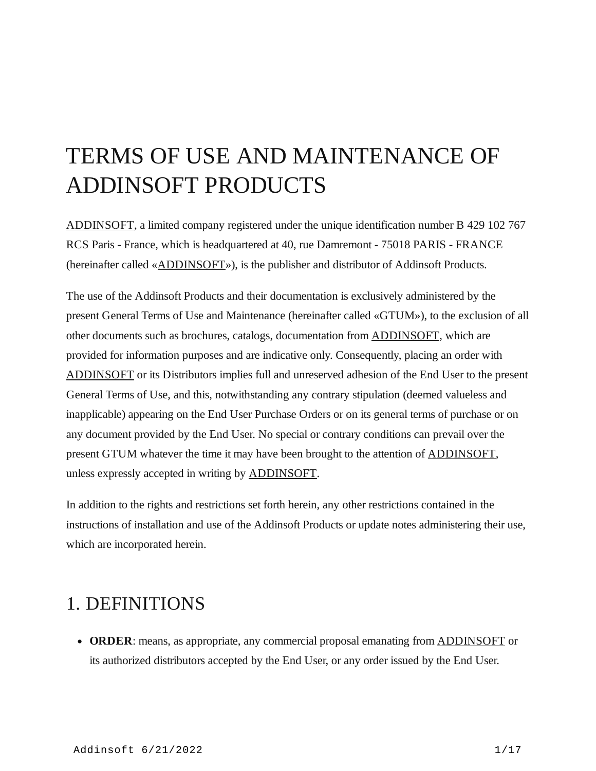# TERMS OF USE AND MAINTENANCE OF ADDINSOFT PRODUCTS

ADDINSOFT, a limited company registered under the unique identification number B 429 102 767 RCS Paris - France, which is headquartered at 40, rue Damremont - 75018 PARIS - FRANCE (hereinafter called «ADDINSOFT»), is the publisher and distributor of Addinsoft Products.

The use of the Addinsoft Products and their documentation is exclusively administered by the present General Terms of Use and Maintenance (hereinafter called «GTUM»), to the exclusion of all other documents such as brochures, catalogs, documentation from ADDINSOFT, which are provided for information purposes and are indicative only. Consequently, placing an order with ADDINSOFT or its Distributors implies full and unreserved adhesion of the End User to the present General Terms of Use, and this, notwithstanding any contrary stipulation (deemed valueless and inapplicable) appearing on the End User Purchase Orders or on its general terms of purchase or on any document provided by the End User. No special or contrary conditions can prevail over the present GTUM whatever the time it may have been brought to the attention of ADDINSOFT, unless expressly accepted in writing by ADDINSOFT.

In addition to the rights and restrictions set forth herein, any other restrictions contained in the instructions of installation and use of the Addinsoft Products or update notes administering their use, which are incorporated herein.

## 1. DEFINITIONS

- **ORDER**: means, as appropriate, any commercial proposal emanating from ADDINSOFT or its authorized distributors accepted by the End User, or any order issued by the End User.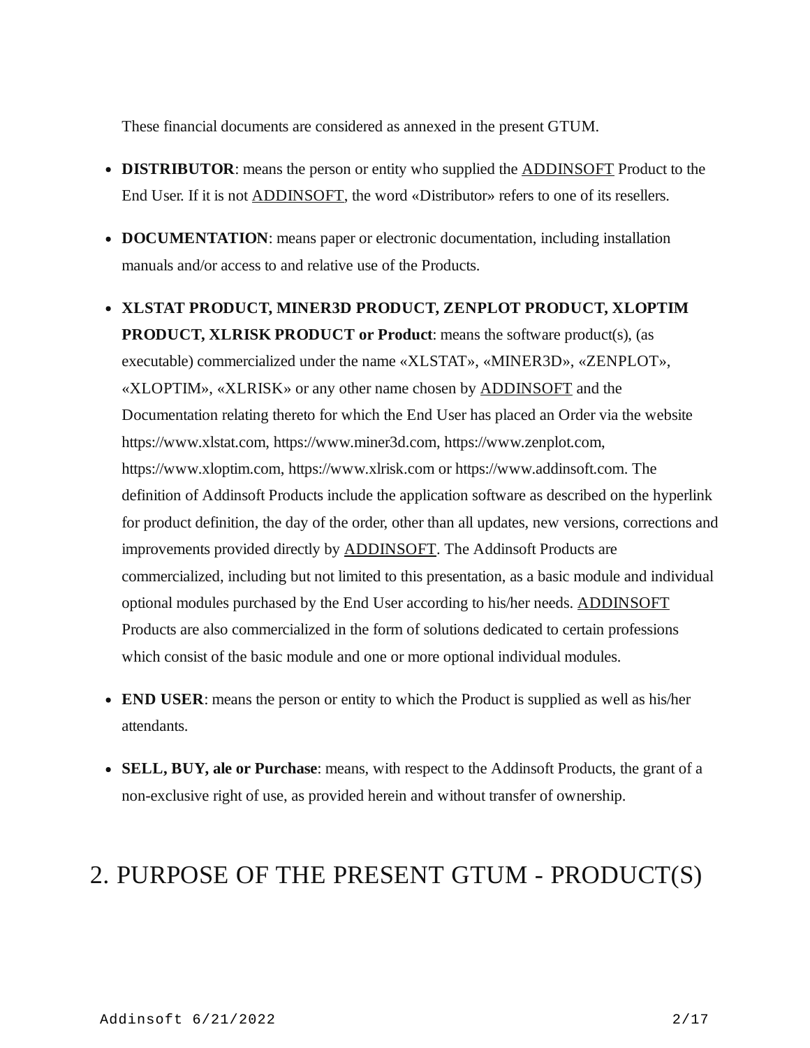These financial documents are considered as annexed in the present GTUM.

- **DISTRIBUTOR**: means the person or entity who supplied the ADDINSOFT Product to the End User. If it is not ADDINSOFT, the word «Distributor» refers to one of its resellers.
- **DOCUMENTATION**: means paper or electronic documentation, including installation manuals and/or access to and relative use of the Products.
- **XLSTAT PRODUCT, MINER3D PRODUCT, ZENPLOT PRODUCT, XLOPTIM PRODUCT, XLRISK PRODUCT or Product**: means the software product(s), (as executable) commercialized under the name «XLSTAT», «MINER3D», «ZENPLOT», «XLOPTIM», «XLRISK» or any other name chosen by ADDINSOFT and the Documentation relating thereto for which the End User has placed an Order via the website https://www.xlstat.com, https://www.miner3d.com, https://www.zenplot.com, https://www.xloptim.com, https://www.xlrisk.com or https://www.addinsoft.com. The definition of Addinsoft Products include the application software as described on the hyperlink for product definition, the day of the order, other than all updates, new versions, corrections and improvements provided directly by ADDINSOFT. The Addinsoft Products are commercialized, including but not limited to this presentation, as a basic module and individual optional modules purchased by the End User according to his/her needs. ADDINSOFT Products are also commercialized in the form of solutions dedicated to certain professions which consist of the basic module and one or more optional individual modules.
- **END USER**: means the person or entity to which the Product is supplied as well as his/her attendants.
- **SELL, BUY, ale or Purchase**: means, with respect to the Addinsoft Products, the grant of a non-exclusive right of use, as provided herein and without transfer of ownership.

# 2. PURPOSE OF THE PRESENT GTUM - PRODUCT(S)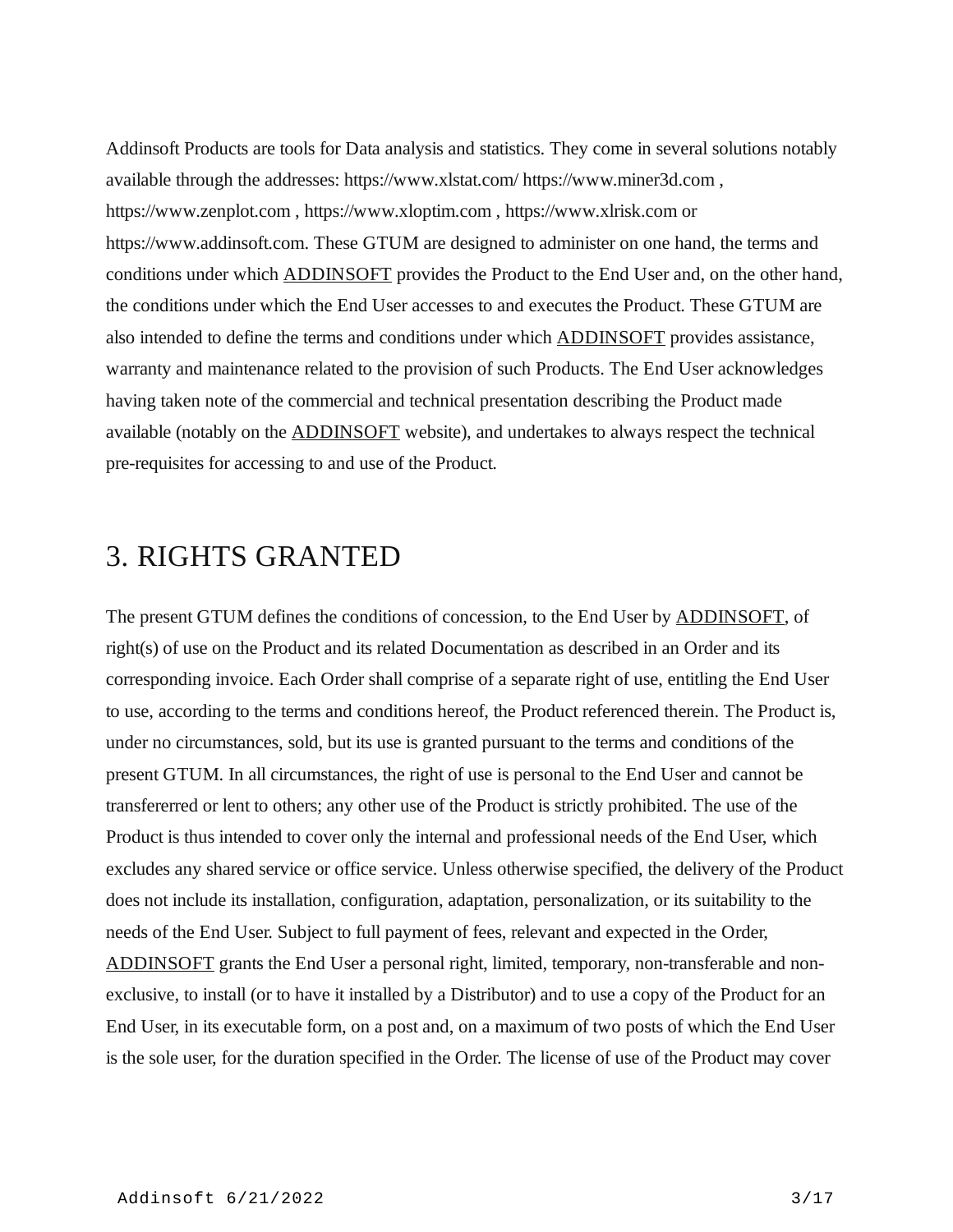Addinsoft Products are tools for Data analysis and statistics. They come in several solutions notably available through the addresses: https://www.xlstat.com/ https://www.miner3d.com , https://www.zenplot.com , https://www.xloptim.com , https://www.xlrisk.com or https://www.addinsoft.com. These GTUM are designed to administer on one hand, the terms and conditions under which ADDINSOFT provides the Product to the End User and, on the other hand, the conditions under which the End User accesses to and executes the Product. These GTUM are also intended to define the terms and conditions under which ADDINSOFT provides assistance, warranty and maintenance related to the provision of such Products. The End User acknowledges having taken note of the commercial and technical presentation describing the Product made available (notably on the ADDINSOFT website), and undertakes to always respect the technical pre-requisites for accessing to and use of the Product.

## 3. RIGHTS GRANTED

The present GTUM defines the conditions of concession, to the End User by ADDINSOFT, of right(s) of use on the Product and its related Documentation as described in an Order and its corresponding invoice. Each Order shall comprise of a separate right of use, entitling the End User to use, according to the terms and conditions hereof, the Product referenced therein. The Product is, under no circumstances, sold, but its use is granted pursuant to the terms and conditions of the present GTUM. In all circumstances, the right of use is personal to the End User and cannot be transfererred or lent to others; any other use of the Product is strictly prohibited. The use of the Product is thus intended to cover only the internal and professional needs of the End User, which excludes any shared service or office service. Unless otherwise specified, the delivery of the Product does not include its installation, configuration, adaptation, personalization, or its suitability to the needs of the End User. Subject to full payment of fees, relevant and expected in the Order, ADDINSOFT grants the End User a personal right, limited, temporary, non-transferable and non-exclusive, to install (or to have it installed by a Distributor) and to use a copy of the Product for an End User, in its executable form, on a post and, on a maximum of two posts of which the End User is the sole user, for the duration specified in the Order. The license of use of the Product may cover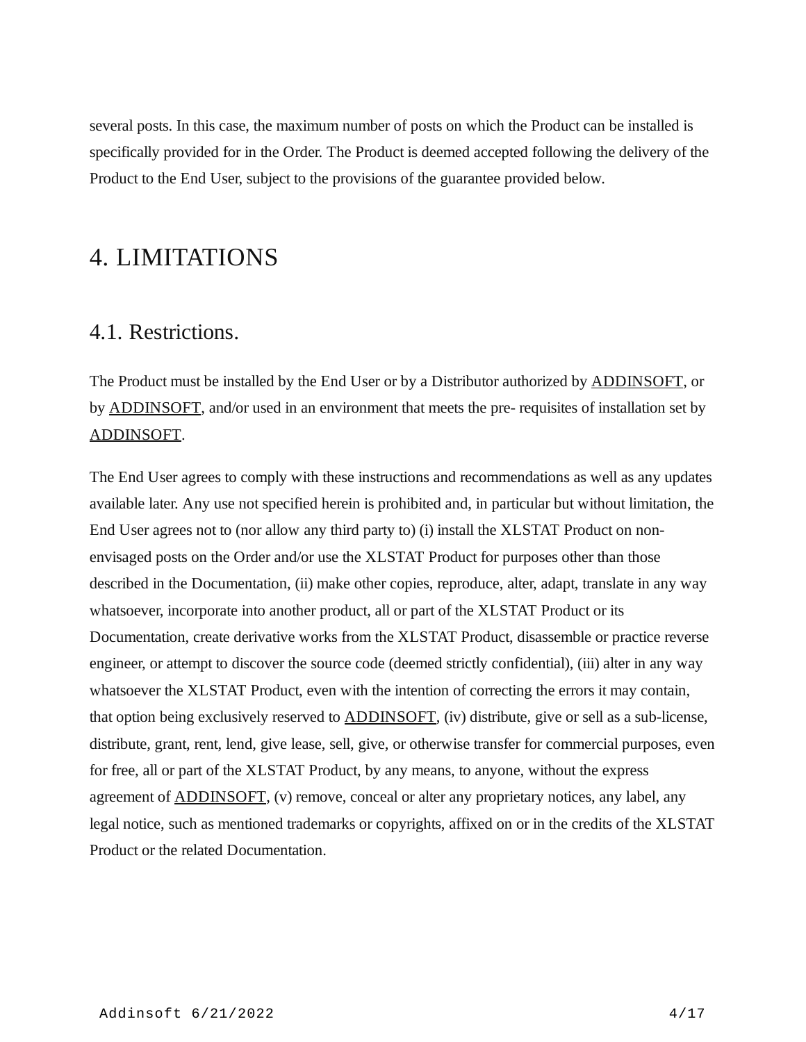several posts. In this case, the maximum number of posts on which the Product can be installed is specifically provided for in the Order. The Product is deemed accepted following the delivery of the Product to the End User, subject to the provisions of the guarantee provided below.

# 4. LIMITATIONS

## 4.1. Restrictions.

The Product must be installed by the End User or by a Distributor authorized by ADDINSOFT, or by ADDINSOFT, and/or used in an environment that meets the pre- requisites of installation set by ADDINSOFT.

The End User agrees to comply with these instructions and recommendations as well as any updates available later. Any use not specified herein is prohibited and, in particular but without limitation, the End User agrees not to (nor allow any third party to) (i) install the XLSTAT Product on non-envisaged posts on the Order and/or use the XLSTAT Product for purposes other than those described in the Documentation, (ii) make other copies, reproduce, alter, adapt, translate in any way whatsoever, incorporate into another product, all or part of the XLSTAT Product or its Documentation, create derivative works from the XLSTAT Product, disassemble or practice reverse engineer, or attempt to discover the source code (deemed strictly confidential), (iii) alter in any way whatsoever the XLSTAT Product, even with the intention of correcting the errors it may contain, that option being exclusively reserved to ADDINSOFT, (iv) distribute, give or sell as a sub-license, distribute, grant, rent, lend, give lease, sell, give, or otherwise transfer for commercial purposes, even for free, all or part of the XLSTAT Product, by any means, to anyone, without the express agreement of ADDINSOFT, (v) remove, conceal or alter any proprietary notices, any label, any legal notice, such as mentioned trademarks or copyrights, affixed on or in the credits of the XLSTAT Product or the related Documentation.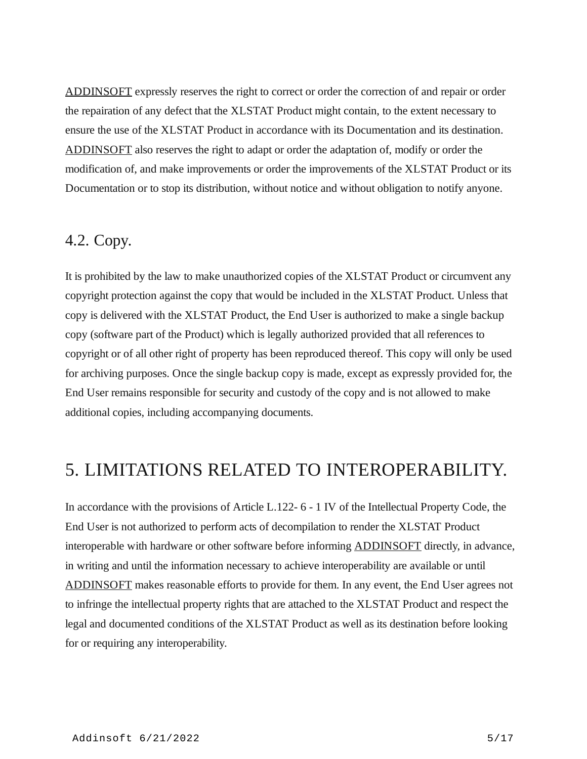ADDINSOFT expressly reserves the right to correct or order the correction of and repair or order the repairation of any defect that the XLSTAT Product might contain, to the extent necessary to ensure the use of the XLSTAT Product in accordance with its Documentation and its destination. ADDINSOFT also reserves the right to adapt or order the adaptation of, modify or order the modification of, and make improvements or order the improvements of the XLSTAT Product or its Documentation or to stop its distribution, without notice and without obligation to notify anyone.

### 4.2. Copy.

It is prohibited by the law to make unauthorized copies of the XLSTAT Product or circumvent any copyright protection against the copy that would be included in the XLSTAT Product. Unless that copy is delivered with the XLSTAT Product, the End User is authorized to make a single backup copy (software part of the Product) which is legally authorized provided that all references to copyright or of all other right of property has been reproduced thereof. This copy will only be used for archiving purposes. Once the single backup copy is made, except as expressly provided for, the End User remains responsible for security and custody of the copy and is not allowed to make additional copies, including accompanying documents.

## 5. LIMITATIONS RELATED TO INTEROPERABILITY.

In accordance with the provisions of Article L.122- 6 - 1 IV of the Intellectual Property Code, the End User is not authorized to perform acts of decompilation to render the XLSTAT Product interoperable with hardware or other software before informing ADDINSOFT directly, in advance, in writing and until the information necessary to achieve interoperability are available or until ADDINSOFT makes reasonable efforts to provide for them. In any event, the End User agrees not to infringe the intellectual property rights that are attached to the XLSTAT Product and respect the legal and documented conditions of the XLSTAT Product as well as its destination before looking for or requiring any interoperability.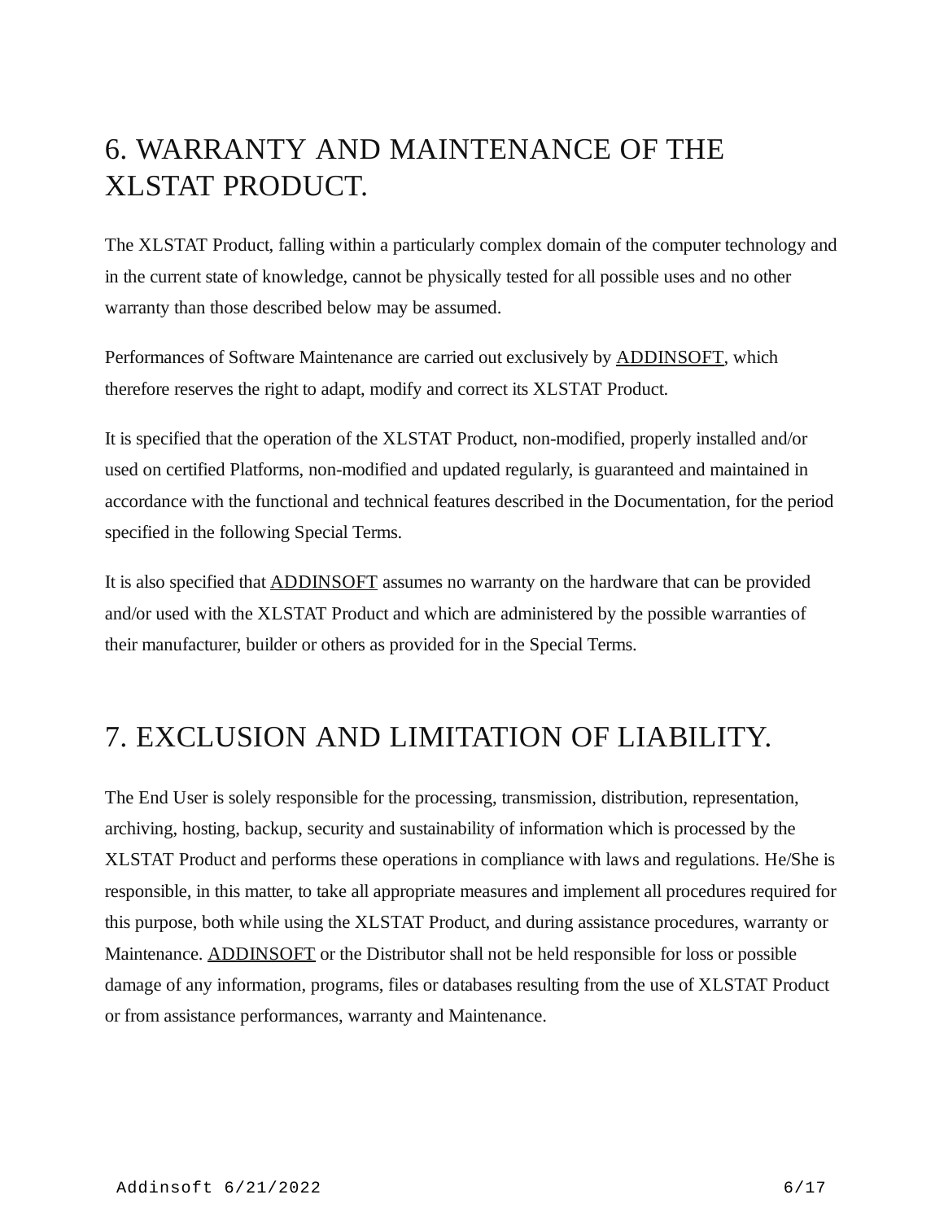# 6. WARRANTY AND MAINTENANCE OF THE XLSTAT PRODUCT.

The XLSTAT Product, falling within a particularly complex domain of the computer technology and in the current state of knowledge, cannot be physically tested for all possible uses and no other warranty than those described below may be assumed.

Performances of Software Maintenance are carried out exclusively by ADDINSOFT, which therefore reserves the right to adapt, modify and correct its XLSTAT Product.

It is specified that the operation of the XLSTAT Product, non-modified, properly installed and/or used on certified Platforms, non-modified and updated regularly, is guaranteed and maintained in accordance with the functional and technical features described in the Documentation, for the period specified in the following Special Terms.

It is also specified that ADDINSOFT assumes no warranty on the hardware that can be provided and/or used with the XLSTAT Product and which are administered by the possible warranties of their manufacturer, builder or others as provided for in the Special Terms.

# 7. EXCLUSION AND LIMITATION OF LIABILITY.

The End User is solely responsible for the processing, transmission, distribution, representation, archiving, hosting, backup, security and sustainability of information which is processed by the XLSTAT Product and performs these operations in compliance with laws and regulations. He/She is responsible, in this matter, to take all appropriate measures and implement all procedures required for this purpose, both while using the XLSTAT Product, and during assistance procedures, warranty or Maintenance. ADDINSOFT or the Distributor shall not be held responsible for loss or possible damage of any information, programs, files or databases resulting from the use of XLSTAT Product or from assistance performances, warranty and Maintenance.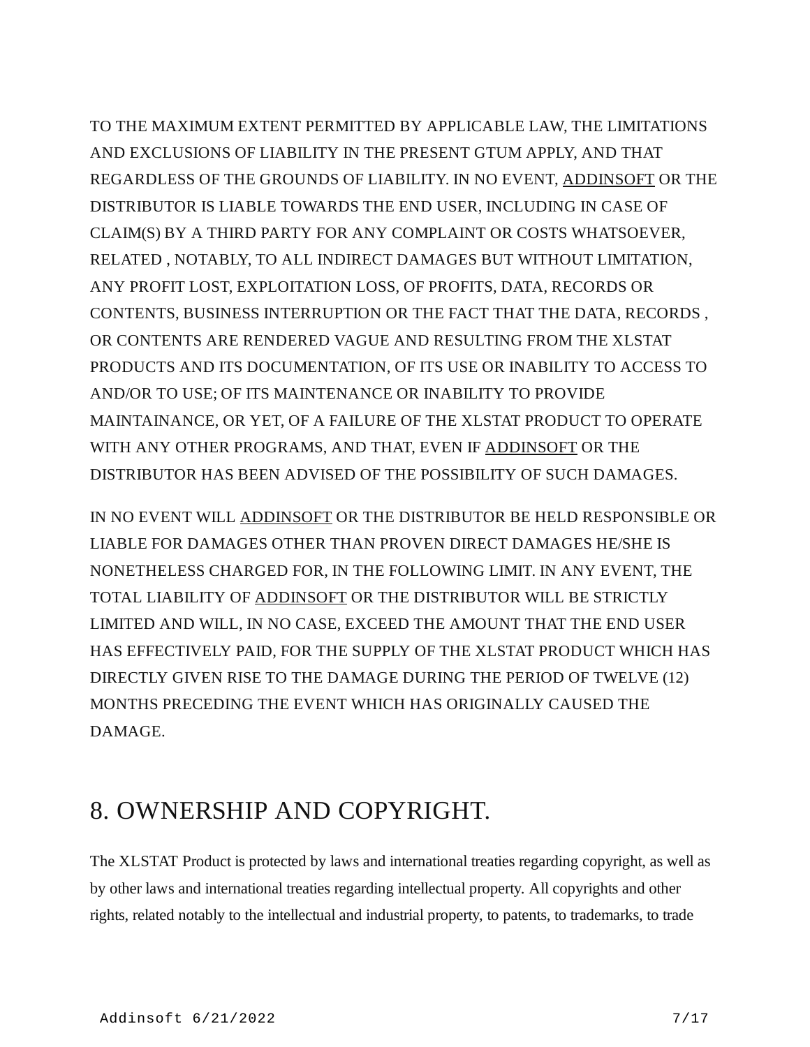TO THE MAXIMUM EXTENT PERMITTED BY APPLICABLE LAW, THE LIMITATIONS AND EXCLUSIONS OF LIABILITY IN THE PRESENT GTUM APPLY, AND THAT REGARDLESS OF THE GROUNDS OF LIABILITY. IN NO EVENT, ADDINSOFT OR THE DISTRIBUTOR IS LIABLE TOWARDS THE END USER, INCLUDING IN CASE OF CLAIM(S) BY A THIRD PARTY FOR ANY COMPLAINT OR COSTS WHATSOEVER, RELATED , NOTABLY, TO ALL INDIRECT DAMAGES BUT WITHOUT LIMITATION, ANY PROFIT LOST, EXPLOITATION LOSS, OF PROFITS, DATA, RECORDS OR CONTENTS, BUSINESS INTERRUPTION OR THE FACT THAT THE DATA, RECORDS , OR CONTENTS ARE RENDERED VAGUE AND RESULTING FROM THE XLSTAT PRODUCTS AND ITS DOCUMENTATION, OF ITS USE OR INABILITY TO ACCESS TO AND/OR TO USE; OF ITS MAINTENANCE OR INABILITY TO PROVIDE MAINTAINANCE, OR YET, OF A FAILURE OF THE XLSTAT PRODUCT TO OPERATE WITH ANY OTHER PROGRAMS, AND THAT, EVEN IF ADDINSOFT OR THE DISTRIBUTOR HAS BEEN ADVISED OF THE POSSIBILITY OF SUCH DAMAGES.

IN NO EVENT WILL ADDINSOFT OR THE DISTRIBUTOR BE HELD RESPONSIBLE OR LIABLE FOR DAMAGES OTHER THAN PROVEN DIRECT DAMAGES HE/SHE IS NONETHELESS CHARGED FOR, IN THE FOLLOWING LIMIT. IN ANY EVENT, THE TOTAL LIABILITY OF ADDINSOFT OR THE DISTRIBUTOR WILL BE STRICTLY LIMITED AND WILL, IN NO CASE, EXCEED THE AMOUNT THAT THE END USER HAS EFFECTIVELY PAID, FOR THE SUPPLY OF THE XLSTAT PRODUCT WHICH HAS DIRECTLY GIVEN RISE TO THE DAMAGE DURING THE PERIOD OF TWELVE (12) MONTHS PRECEDING THE EVENT WHICH HAS ORIGINALLY CAUSED THE DAMAGE.

## 8. OWNERSHIP AND COPYRIGHT.

The XLSTAT Product is protected by laws and international treaties regarding copyright, as well as by other laws and international treaties regarding intellectual property. All copyrights and other rights, related notably to the intellectual and industrial property, to patents, to trademarks, to trade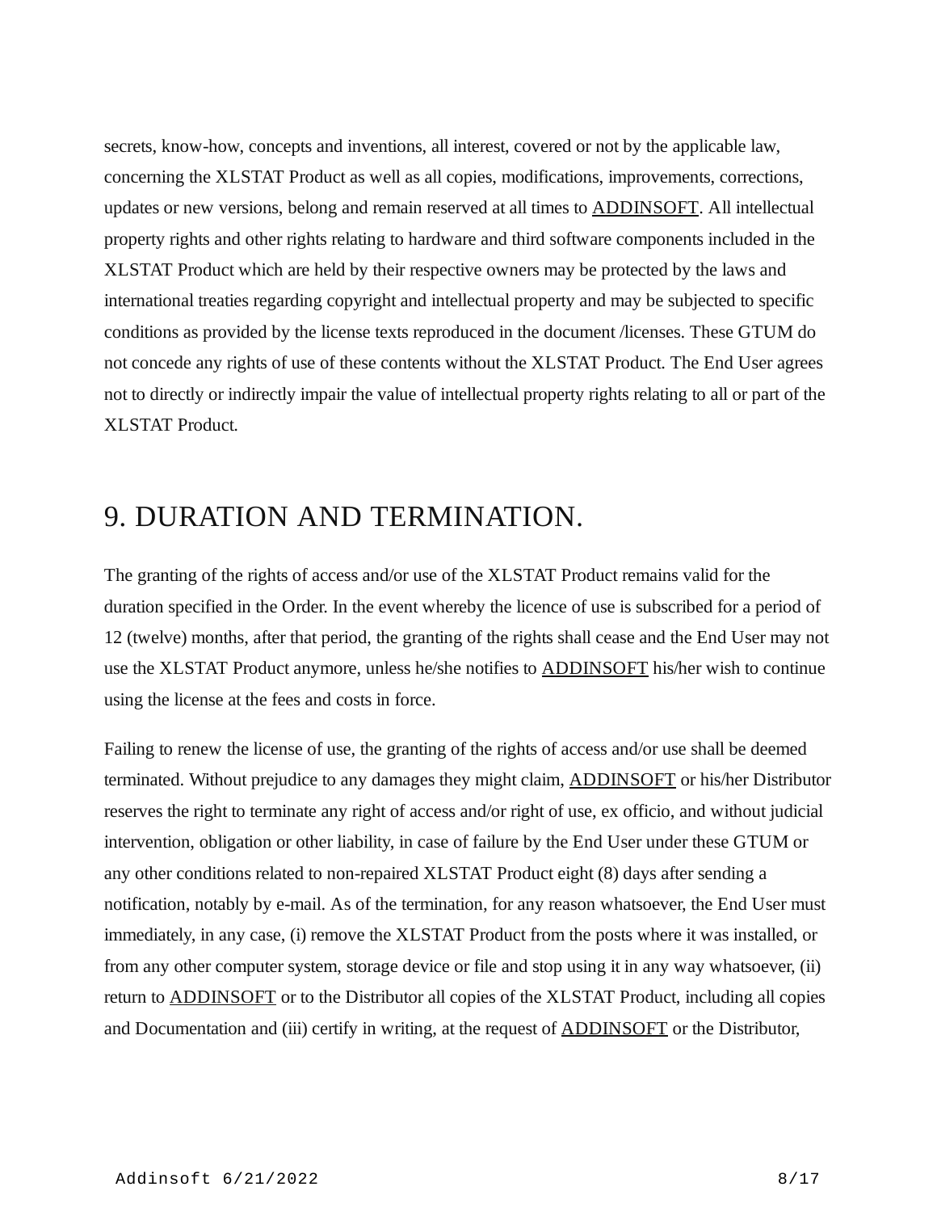secrets, know-how, concepts and inventions, all interest, covered or not by the applicable law, concerning the XLSTAT Product as well as all copies, modifications, improvements, corrections, updates or new versions, belong and remain reserved at all times to ADDINSOFT. All intellectual property rights and other rights relating to hardware and third software components included in the XLSTAT Product which are held by their respective owners may be protected by the laws and international treaties regarding copyright and intellectual property and may be subjected to specific conditions as provided by the license texts reproduced in the document /licenses. These GTUM do not concede any rights of use of these contents without the XLSTAT Product. The End User agrees not to directly or indirectly impair the value of intellectual property rights relating to all or part of the XLSTAT Product.

# 9. DURATION AND TERMINATION.

The granting of the rights of access and/or use of the XLSTAT Product remains valid for the duration specified in the Order. In the event whereby the licence of use is subscribed for a period of 12 (twelve) months, after that period, the granting of the rights shall cease and the End User may not use the XLSTAT Product anymore, unless he/she notifies to ADDINSOFT his/her wish to continue using the license at the fees and costs in force.

Failing to renew the license of use, the granting of the rights of access and/or use shall be deemed terminated. Without prejudice to any damages they might claim, ADDINSOFT or his/her Distributor reserves the right to terminate any right of access and/or right of use, ex officio, and without judicial intervention, obligation or other liability, in case of failure by the End User under these GTUM or any other conditions related to non-repaired XLSTAT Product eight (8) days after sending a notification, notably by e-mail. As of the termination, for any reason whatsoever, the End User must immediately, in any case, (i) remove the XLSTAT Product from the posts where it was installed, or from any other computer system, storage device or file and stop using it in any way whatsoever, (ii) return to ADDINSOFT or to the Distributor all copies of the XLSTAT Product, including all copies and Documentation and (iii) certify in writing, at the request of ADDINSOFT or the Distributor,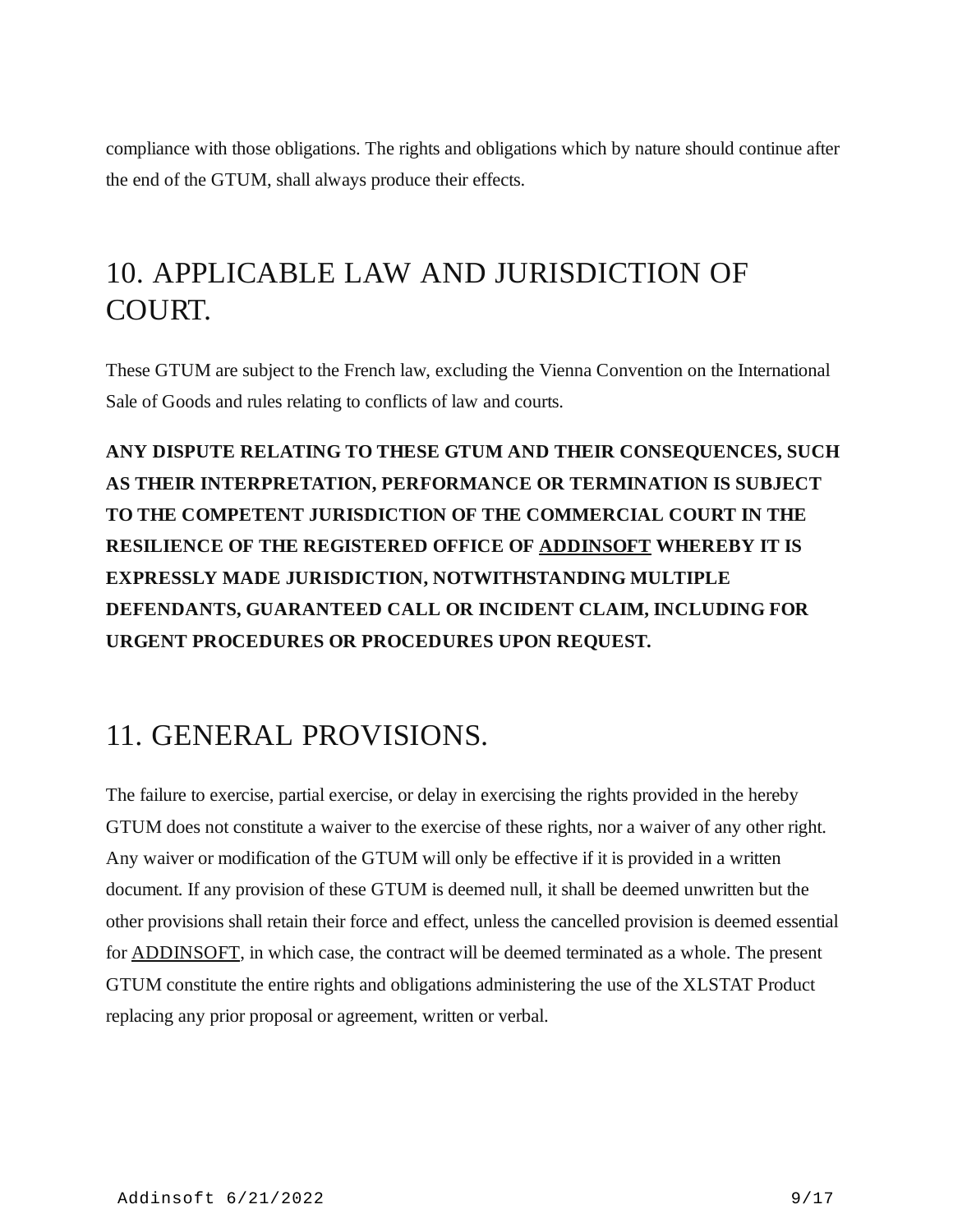compliance with those obligations. The rights and obligations which by nature should continue after the end of the GTUM, shall always produce their effects.

## 10. APPLICABLE LAW AND JURISDICTION OF COURT.

These GTUM are subject to the French law, excluding the Vienna Convention on the International Sale of Goods and rules relating to conflicts of law and courts.

**ANY DISPUTE RELATING TO THESE GTUM AND THEIR CONSEQUENCES, SUCH AS THEIR INTERPRETATION, PERFORMANCE OR TERMINATION IS SUBJECT TO THE COMPETENT JURISDICTION OF THE COMMERCIAL COURT IN THE RESILIENCE OF THE REGISTERED OFFICE OF ADDINSOFT WHEREBY IT IS EXPRESSLY MADE JURISDICTION, NOTWITHSTANDING MULTIPLE DEFENDANTS, GUARANTEED CALL OR INCIDENT CLAIM, INCLUDING FOR URGENT PROCEDURES OR PROCEDURES UPON REQUEST.**

## 11. GENERAL PROVISIONS.

The failure to exercise, partial exercise, or delay in exercising the rights provided in the hereby GTUM does not constitute a waiver to the exercise of these rights, nor a waiver of any other right. Any waiver or modification of the GTUM will only be effective if it is provided in a written document. If any provision of these GTUM is deemed null, it shall be deemed unwritten but the other provisions shall retain their force and effect, unless the cancelled provision is deemed essential for ADDINSOFT, in which case, the contract will be deemed terminated as a whole. The present GTUM constitute the entire rights and obligations administering the use of the XLSTAT Product replacing any prior proposal or agreement, written or verbal.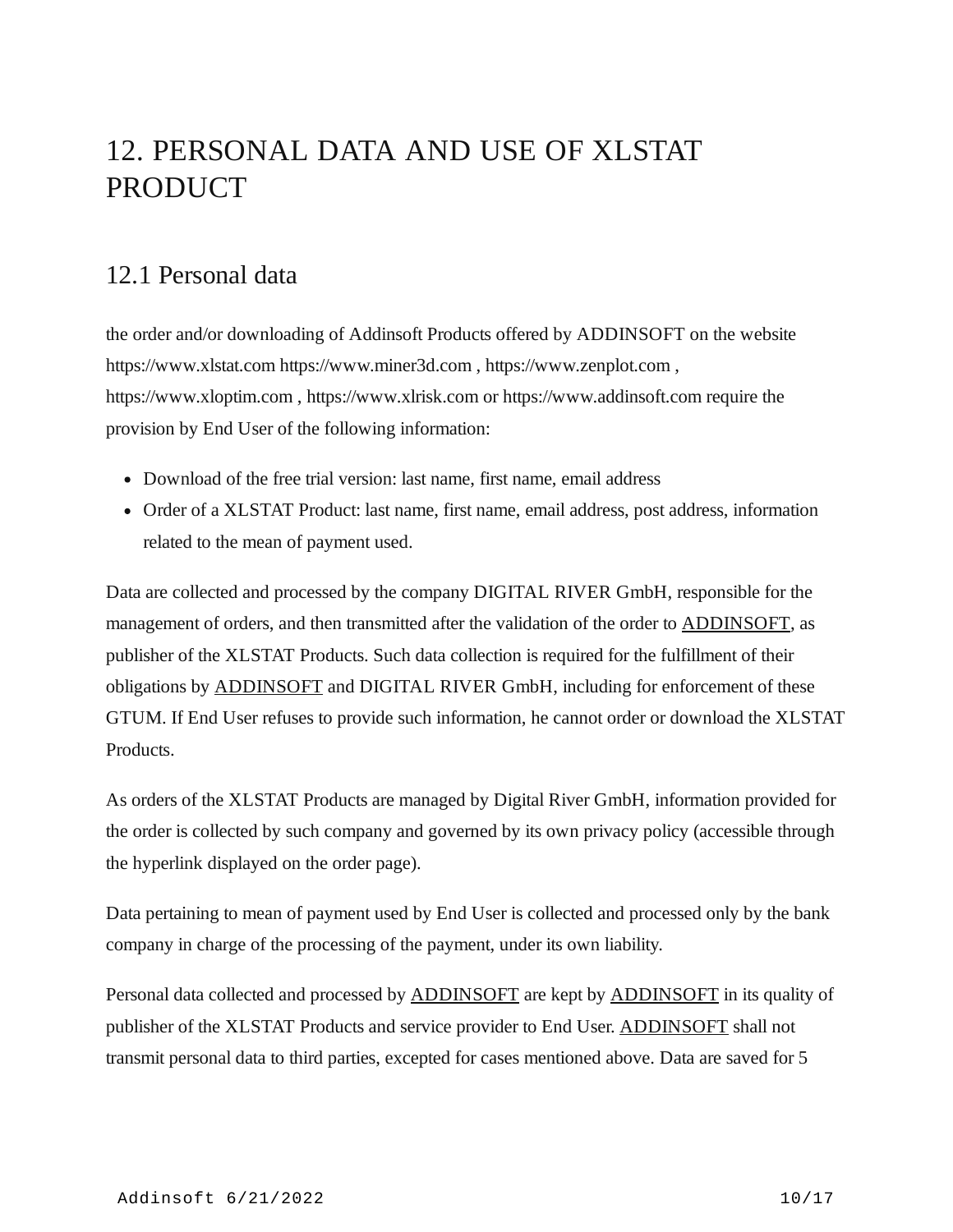# 12. PERSONAL DATA AND USE OF XLSTAT PRODUCT

## 12.1 Personal data

the order and/or downloading of Addinsoft Products offered by ADDINSOFT on the website https://www.xlstat.com https://www.miner3d.com , https://www.zenplot.com , https://www.xloptim.com , https://www.xlrisk.com or https://www.addinsoft.com require the provision by End User of the following information:

- Download of the free trial version: last name, first name, email address
- Order of a XLSTAT Product: last name, first name, email address, post address, information related to the mean of payment used.

Data are collected and processed by the company DIGITAL RIVER GmbH, responsible for the management of orders, and then transmitted after the validation of the order to ADDINSOFT, as publisher of the XLSTAT Products. Such data collection is required for the fulfillment of their obligations by ADDINSOFT and DIGITAL RIVER GmbH, including for enforcement of these GTUM. If End User refuses to provide such information, he cannot order or download the XLSTAT Products.

As orders of the XLSTAT Products are managed by Digital River GmbH, information provided for the order is collected by such company and governed by its own privacy policy (accessible through the hyperlink displayed on the order page).

Data pertaining to mean of payment used by End User is collected and processed only by the bank company in charge of the processing of the payment, under its own liability.

Personal data collected and processed by ADDINSOFT are kept by ADDINSOFT in its quality of publisher of the XLSTAT Products and service provider to End User. ADDINSOFT shall not transmit personal data to third parties, excepted for cases mentioned above. Data are saved for 5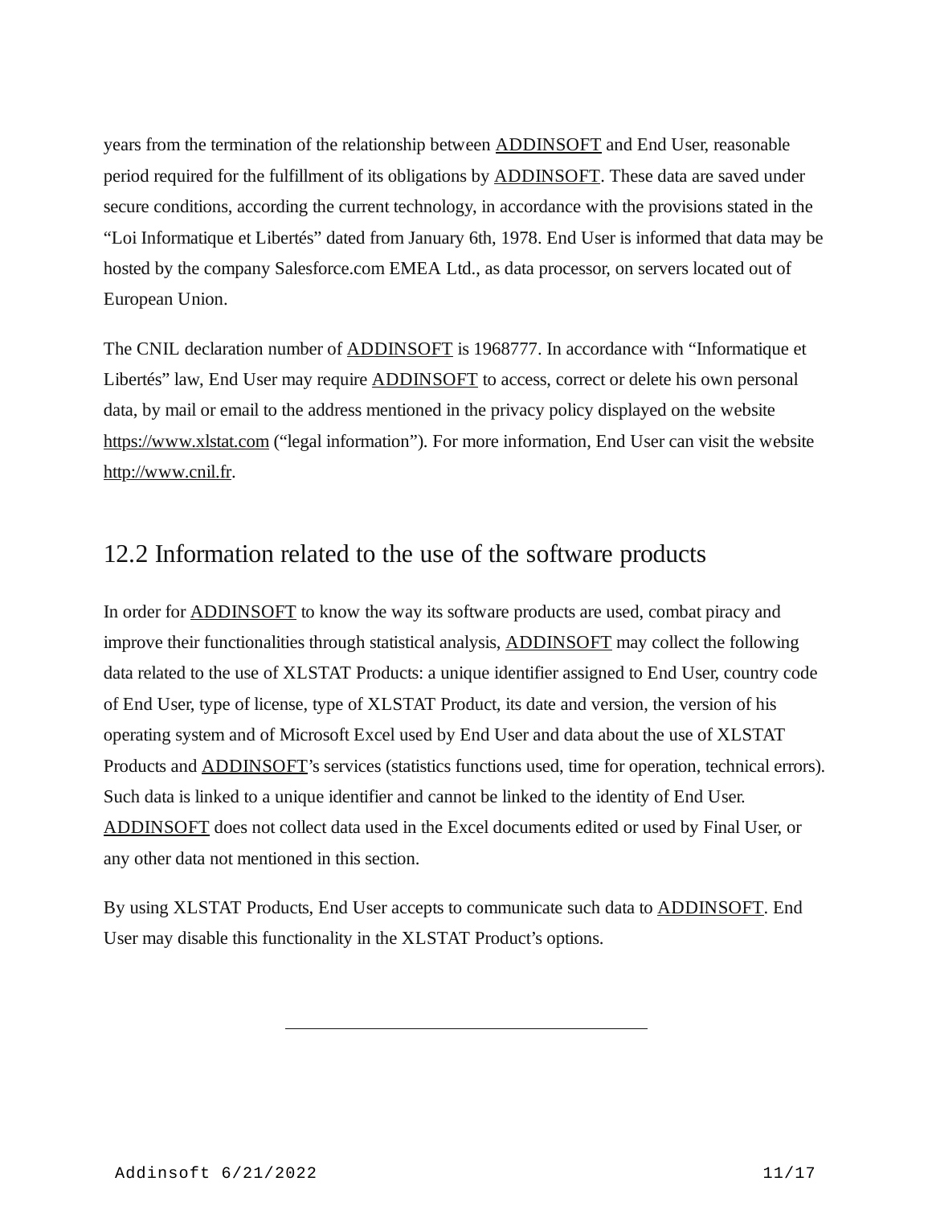years from the termination of the relationship between ADDINSOFT and End User, reasonable period required for the fulfillment of its obligations by ADDINSOFT. These data are saved under secure conditions, according the current technology, in accordance with the provisions stated in the “Loi Informatique et Libertés” dated from January 6th, 1978. End User is informed that data may be hosted by the company Salesforce.com EMEA Ltd., as data processor, on servers located out of European Union.

The CNIL declaration number of ADDINSOFT is 1968777. In accordance with “Informatique et Libertés” law, End User may require ADDINSOFT to access, correct or delete his own personal data, by mail or email to the address mentioned in the privacy policy displayed on the website https://www.xlstat.com (“legal information”). For more information, End User can visit the website http://www.cnil.fr.

## 12.2 Information related to the use of the software products

In order for ADDINSOFT to know the way its software products are used, combat piracy and improve their functionalities through statistical analysis, ADDINSOFT may collect the following data related to the use of XLSTAT Products: a unique identifier assigned to End User, country code of End User, type of license, type of XLSTAT Product, its date and version, the version of his operating system and of Microsoft Excel used by End User and data about the use of XLSTAT Products and ADDINSOFT’s services (statistics functions used, time for operation, technical errors). Such data is linked to a unique identifier and cannot be linked to the identity of End User. ADDINSOFT does not collect data used in the Excel documents edited or used by Final User, or any other data not mentioned in this section.

By using XLSTAT Products, End User accepts to communicate such data to ADDINSOFT. End User may disable this functionality in the XLSTAT Product’s options.

---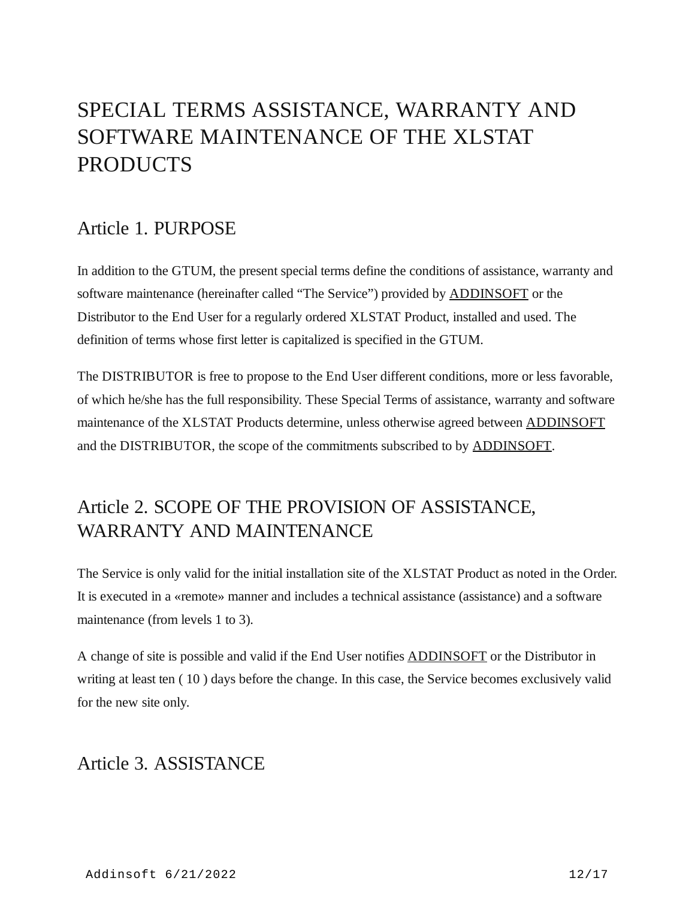# SPECIAL TERMS ASSISTANCE, WARRANTY AND SOFTWARE MAINTENANCE OF THE XLSTAT PRODUCTS

## Article 1. PURPOSE

In addition to the GTUM, the present special terms define the conditions of assistance, warranty and software maintenance (hereinafter called "The Service") provided by ADDINSOFT or the Distributor to the End User for a regularly ordered XLSTAT Product, installed and used. The definition of terms whose first letter is capitalized is specified in the GTUM.

The DISTRIBUTOR is free to propose to the End User different conditions, more or less favorable, of which he/she has the full responsibility. These Special Terms of assistance, warranty and software maintenance of the XLSTAT Products determine, unless otherwise agreed between ADDINSOFT and the DISTRIBUTOR, the scope of the commitments subscribed to by ADDINSOFT.

## Article 2. SCOPE OF THE PROVISION OF ASSISTANCE, WARRANTY AND MAINTENANCE

The Service is only valid for the initial installation site of the XLSTAT Product as noted in the Order. It is executed in a «remote» manner and includes a technical assistance (assistance) and a software maintenance (from levels 1 to 3).

A change of site is possible and valid if the End User notifies ADDINSOFT or the Distributor in writing at least ten ( 10 ) days before the change. In this case, the Service becomes exclusively valid for the new site only.

## Article 3. ASSISTANCE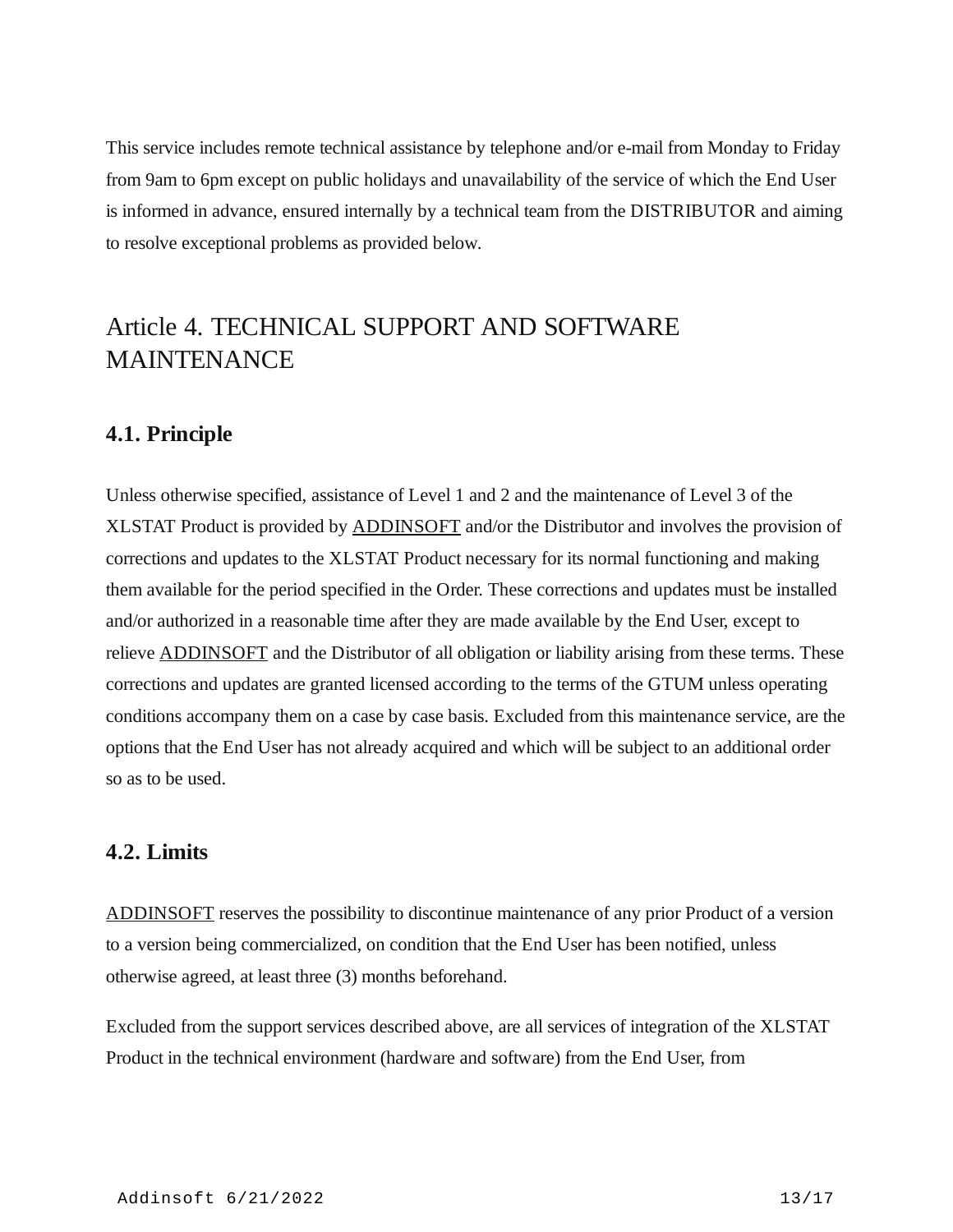This service includes remote technical assistance by telephone and/or e-mail from Monday to Friday from 9am to 6pm except on public holidays and unavailability of the service of which the End User is informed in advance, ensured internally by a technical team from the DISTRIBUTOR and aiming to resolve exceptional problems as provided below.

## Article 4. TECHNICAL SUPPORT AND SOFTWARE MAINTENANCE

### 4.1. Principle

Unless otherwise specified, assistance of Level 1 and 2 and the maintenance of Level 3 of the XLSTAT Product is provided by ADDINSOFT and/or the Distributor and involves the provision of corrections and updates to the XLSTAT Product necessary for its normal functioning and making them available for the period specified in the Order. These corrections and updates must be installed and/or authorized in a reasonable time after they are made available by the End User, except to relieve ADDINSOFT and the Distributor of all obligation or liability arising from these terms. These corrections and updates are granted licensed according to the terms of the GTUM unless operating conditions accompany them on a case by case basis. Excluded from this maintenance service, are the options that the End User has not already acquired and which will be subject to an additional order so as to be used.

### 4.2. Limits

ADDINSOFT reserves the possibility to discontinue maintenance of any prior Product of a version to a version being commercialized, on condition that the End User has been notified, unless otherwise agreed, at least three (3) months beforehand.

Excluded from the support services described above, are all services of integration of the XLSTAT Product in the technical environment (hardware and software) from the End User, from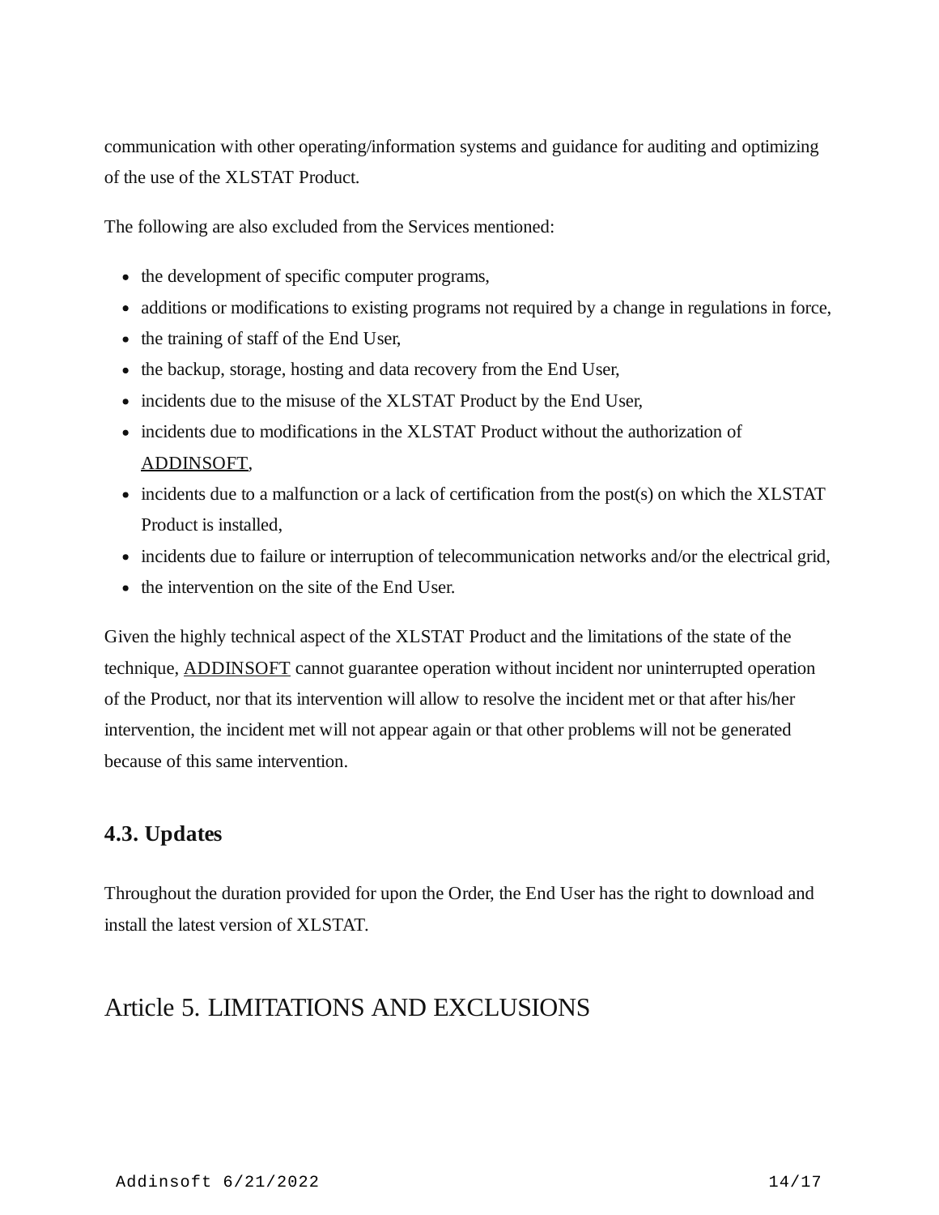communication with other operating/information systems and guidance for auditing and optimizing of the use of the XLSTAT Product.

The following are also excluded from the Services mentioned:

- the development of specific computer programs,
- additions or modifications to existing programs not required by a change in regulations in force,
- the training of staff of the End User,
- the backup, storage, hosting and data recovery from the End User,
- incidents due to the misuse of the XLSTAT Product by the End User,
- incidents due to modifications in the XLSTAT Product without the authorization of ADDINSOFT,
- incidents due to a malfunction or a lack of certification from the post(s) on which the XLSTAT Product is installed,
- incidents due to failure or interruption of telecommunication networks and/or the electrical grid,
- the intervention on the site of the End User.

Given the highly technical aspect of the XLSTAT Product and the limitations of the state of the technique, ADDINSOFT cannot guarantee operation without incident nor uninterrupted operation of the Product, nor that its intervention will allow to resolve the incident met or that after his/her intervention, the incident met will not appear again or that other problems will not be generated because of this same intervention.

### 4.3. Updates

Throughout the duration provided for upon the Order, the End User has the right to download and install the latest version of XLSTAT.

## Article 5. LIMITATIONS AND EXCLUSIONS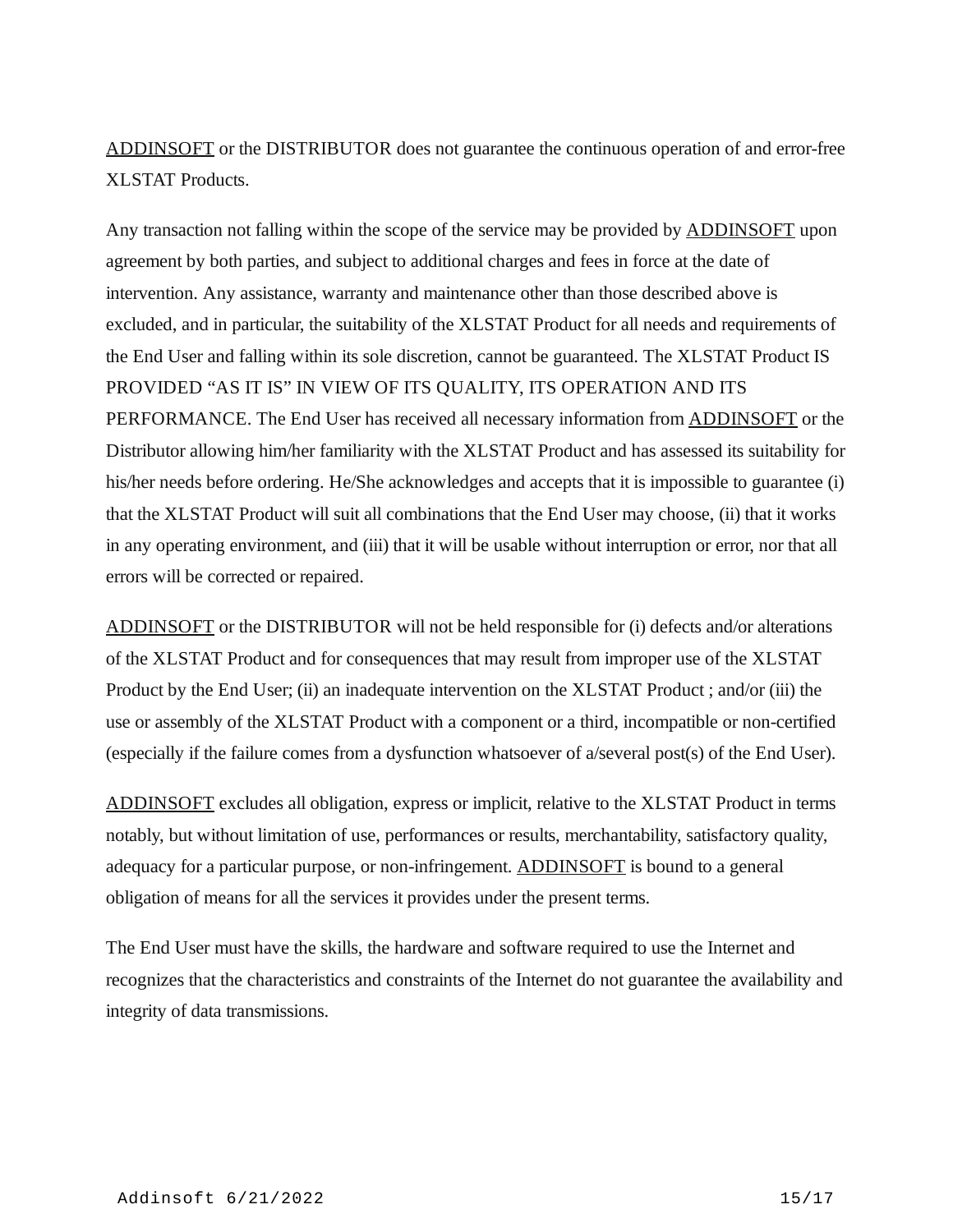ADDINSOFT or the DISTRIBUTOR does not guarantee the continuous operation of and error-free XLSTAT Products.

Any transaction not falling within the scope of the service may be provided by ADDINSOFT upon agreement by both parties, and subject to additional charges and fees in force at the date of intervention. Any assistance, warranty and maintenance other than those described above is excluded, and in particular, the suitability of the XLSTAT Product for all needs and requirements of the End User and falling within its sole discretion, cannot be guaranteed. The XLSTAT Product IS PROVIDED "AS IT IS" IN VIEW OF ITS QUALITY, ITS OPERATION AND ITS PERFORMANCE. The End User has received all necessary information from ADDINSOFT or the Distributor allowing him/her familiarity with the XLSTAT Product and has assessed its suitability for his/her needs before ordering. He/She acknowledges and accepts that it is impossible to guarantee (i) that the XLSTAT Product will suit all combinations that the End User may choose, (ii) that it works in any operating environment, and (iii) that it will be usable without interruption or error, nor that all errors will be corrected or repaired.

ADDINSOFT or the DISTRIBUTOR will not be held responsible for (i) defects and/or alterations of the XLSTAT Product and for consequences that may result from improper use of the XLSTAT Product by the End User; (ii) an inadequate intervention on the XLSTAT Product ; and/or (iii) the use or assembly of the XLSTAT Product with a component or a third, incompatible or non-certified (especially if the failure comes from a dysfunction whatsoever of a/several post(s) of the End User).

ADDINSOFT excludes all obligation, express or implicit, relative to the XLSTAT Product in terms notably, but without limitation of use, performances or results, merchantability, satisfactory quality, adequacy for a particular purpose, or non-infringement. ADDINSOFT is bound to a general obligation of means for all the services it provides under the present terms.

The End User must have the skills, the hardware and software required to use the Internet and recognizes that the characteristics and constraints of the Internet do not guarantee the availability and integrity of data transmissions.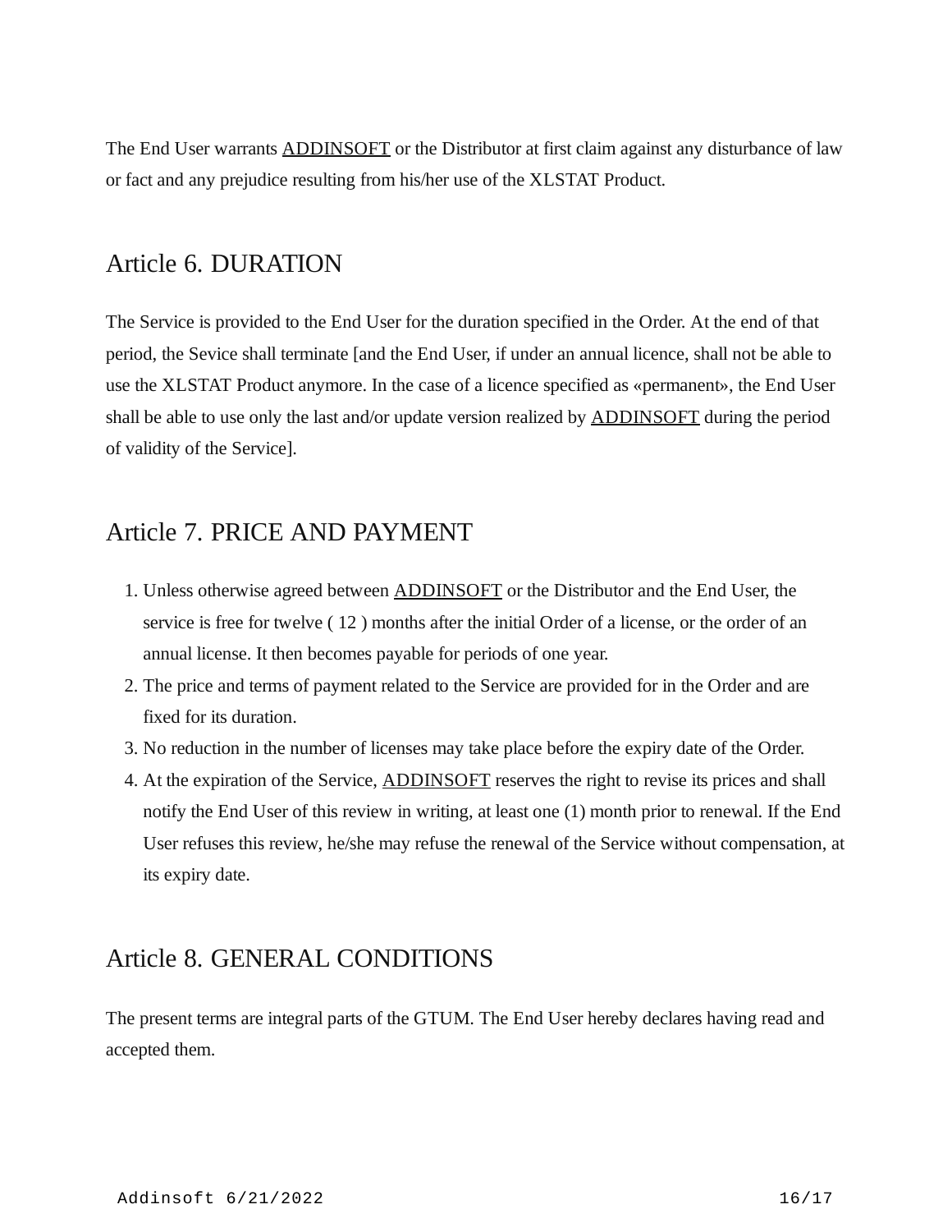The End User warrants ADDINSOFT or the Distributor at first claim against any disturbance of law or fact and any prejudice resulting from his/her use of the XLSTAT Product.

## Article 6. DURATION

The Service is provided to the End User for the duration specified in the Order. At the end of that period, the Sevice shall terminate [and the End User, if under an annual licence, shall not be able to use the XLSTAT Product anymore. In the case of a licence specified as «permanent», the End User shall be able to use only the last and/or update version realized by ADDINSOFT during the period of validity of the Service].

## Article 7. PRICE AND PAYMENT

1. Unless otherwise agreed between ADDINSOFT or the Distributor and the End User, the service is free for twelve ( 12 ) months after the initial Order of a license, or the order of an annual license. It then becomes payable for periods of one year.
2. The price and terms of payment related to the Service are provided for in the Order and are fixed for its duration.
3. No reduction in the number of licenses may take place before the expiry date of the Order.
4. At the expiration of the Service, ADDINSOFT reserves the right to revise its prices and shall notify the End User of this review in writing, at least one (1) month prior to renewal. If the End User refuses this review, he/she may refuse the renewal of the Service without compensation, at its expiry date.

## Article 8. GENERAL CONDITIONS

The present terms are integral parts of the GTUM. The End User hereby declares having read and accepted them.